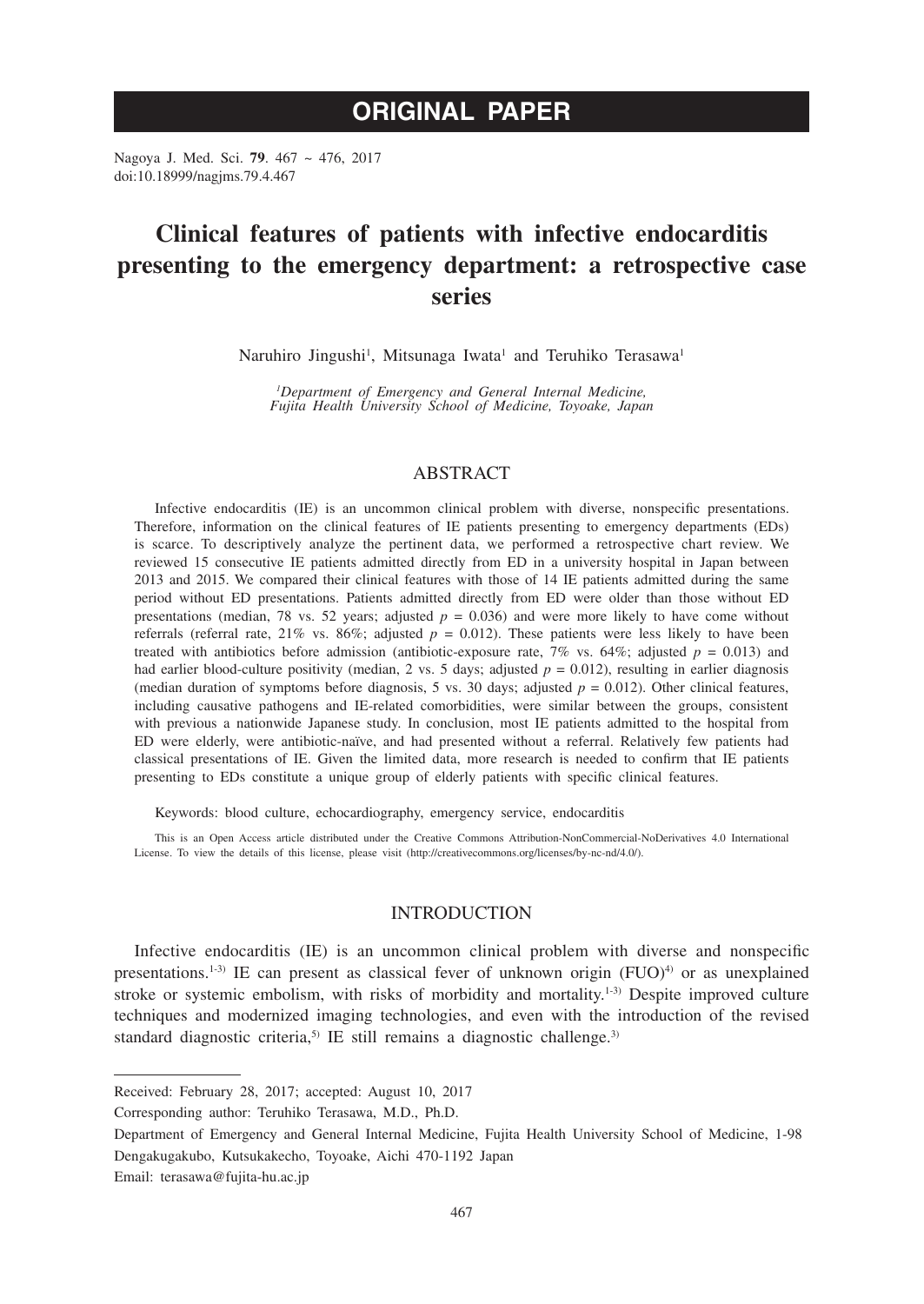# ORIGINAL PAPER

Nagoya J. Med. Sci. **79**. 467 ~ 476, 2017
doi:10.18999/nagjms.79.4.467

# Clinical features of patients with infective endocarditis presenting to the emergency department: a retrospective case series

Naruhiro Jingushi[1], Mitsunaga Iwata[1] and Teruhiko Terasawa[1]

*[1]Department of Emergency and General Internal Medicine, Fujita Health University School of Medicine, Toyoake, Japan*

## ABSTRACT

Infective endocarditis (IE) is an uncommon clinical problem with diverse, nonspecific presentations. Therefore, information on the clinical features of IE patients presenting to emergency departments (EDs) is scarce. To descriptively analyze the pertinent data, we performed a retrospective chart review. We reviewed 15 consecutive IE patients admitted directly from ED in a university hospital in Japan between 2013 and 2015. We compared their clinical features with those of 14 IE patients admitted during the same period without ED presentations. Patients admitted directly from ED were older than those without ED presentations (median, 78 vs. 52 years; adjusted $p = 0.036$) and were more likely to have come without referrals (referral rate, 21% vs. 86%; adjusted $p = 0.012$). These patients were less likely to have been treated with antibiotics before admission (antibiotic-exposure rate, 7% vs. 64%; adjusted $p = 0.013$) and had earlier blood-culture positivity (median, 2 vs. 5 days; adjusted $p = 0.012$), resulting in earlier diagnosis (median duration of symptoms before diagnosis, 5 vs. 30 days; adjusted $p = 0.012$). Other clinical features, including causative pathogens and IE-related comorbidities, were similar between the groups, consistent with previous a nationwide Japanese study. In conclusion, most IE patients admitted to the hospital from ED were elderly, were antibiotic-naïve, and had presented without a referral. Relatively few patients had classical presentations of IE. Given the limited data, more research is needed to confirm that IE patients presenting to EDs constitute a unique group of elderly patients with specific clinical features.

Keywords: blood culture, echocardiography, emergency service, endocarditis

This is an Open Access article distributed under the Creative Commons Attribution-NonCommercial-NoDerivatives 4.0 International License. To view the details of this license, please visit (http://creativecommons.org/licenses/by-nc-nd/4.0/).

## INTRODUCTION

Infective endocarditis (IE) is an uncommon clinical problem with diverse and nonspecific presentations.[1-3] IE can present as classical fever of unknown origin (FUO)[4] or as unexplained stroke or systemic embolism, with risks of morbidity and mortality.[1-3] Despite improved culture techniques and modernized imaging technologies, and even with the introduction of the revised standard diagnostic criteria,[5] IE still remains a diagnostic challenge.[3]

---

Received: February 28, 2017; accepted: August 10, 2017

Corresponding author: Teruhiko Terasawa, M.D., Ph.D.

Department of Emergency and General Internal Medicine, Fujita Health University School of Medicine, 1-98 Dengakugakubo, Kutsukakecho, Toyoake, Aichi 470-1192 Japan

Email: terasawa@fujita-hu.ac.jp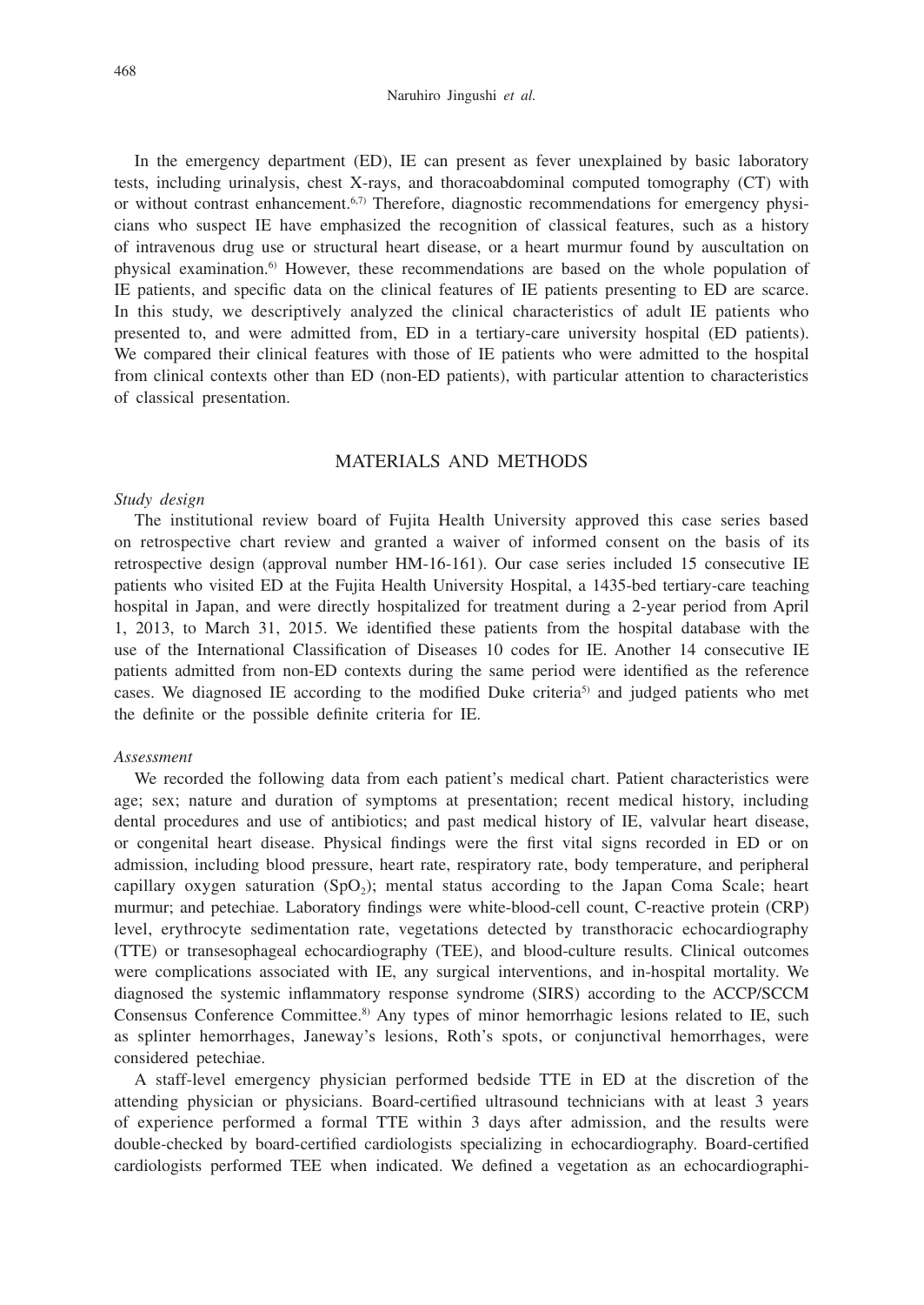In the emergency department (ED), IE can present as fever unexplained by basic laboratory tests, including urinalysis, chest X-rays, and thoracoabdominal computed tomography (CT) with or without contrast enhancement.[6,7] Therefore, diagnostic recommendations for emergency physicians who suspect IE have emphasized the recognition of classical features, such as a history of intravenous drug use or structural heart disease, or a heart murmur found by auscultation on physical examination.[6] However, these recommendations are based on the whole population of IE patients, and specific data on the clinical features of IE patients presenting to ED are scarce. In this study, we descriptively analyzed the clinical characteristics of adult IE patients who presented to, and were admitted from, ED in a tertiary-care university hospital (ED patients). We compared their clinical features with those of IE patients who were admitted to the hospital from clinical contexts other than ED (non-ED patients), with particular attention to characteristics of classical presentation.

## MATERIALS AND METHODS

### *Study design*

The institutional review board of Fujita Health University approved this case series based on retrospective chart review and granted a waiver of informed consent on the basis of its retrospective design (approval number HM-16-161). Our case series included 15 consecutive IE patients who visited ED at the Fujita Health University Hospital, a 1435-bed tertiary-care teaching hospital in Japan, and were directly hospitalized for treatment during a 2-year period from April 1, 2013, to March 31, 2015. We identified these patients from the hospital database with the use of the International Classification of Diseases 10 codes for IE. Another 14 consecutive IE patients admitted from non-ED contexts during the same period were identified as the reference cases. We diagnosed IE according to the modified Duke criteria[5] and judged patients who met the definite or the possible definite criteria for IE.

### *Assessment*

We recorded the following data from each patient's medical chart. Patient characteristics were age; sex; nature and duration of symptoms at presentation; recent medical history, including dental procedures and use of antibiotics; and past medical history of IE, valvular heart disease, or congenital heart disease. Physical findings were the first vital signs recorded in ED or on admission, including blood pressure, heart rate, respiratory rate, body temperature, and peripheral capillary oxygen saturation ($SpO_2$); mental status according to the Japan Coma Scale; heart murmur; and petechiae. Laboratory findings were white-blood-cell count, C-reactive protein (CRP) level, erythrocyte sedimentation rate, vegetations detected by transthoracic echocardiography (TTE) or transesophageal echocardiography (TEE), and blood-culture results. Clinical outcomes were complications associated with IE, any surgical interventions, and in-hospital mortality. We diagnosed the systemic inflammatory response syndrome (SIRS) according to the ACCP/SCCM Consensus Conference Committee.[8] Any types of minor hemorrhagic lesions related to IE, such as splinter hemorrhages, Janeway's lesions, Roth's spots, or conjunctival hemorrhages, were considered petechiae.

A staff-level emergency physician performed bedside TTE in ED at the discretion of the attending physician or physicians. Board-certified ultrasound technicians with at least 3 years of experience performed a formal TTE within 3 days after admission, and the results were double-checked by board-certified cardiologists specializing in echocardiography. Board-certified cardiologists performed TEE when indicated. We defined a vegetation as an echocardiographi-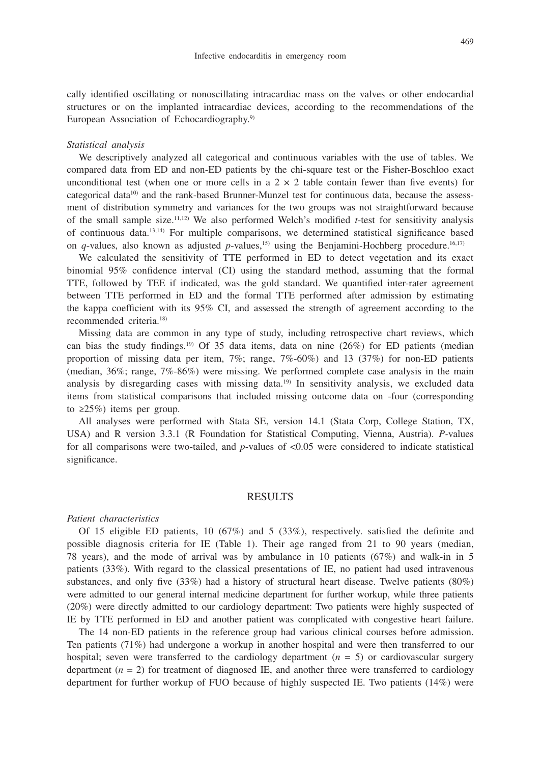cally identified oscillating or nonoscillating intracardiac mass on the valves or other endocardial structures or on the implanted intracardiac devices, according to the recommendations of the European Association of Echocardiography.[9)]

*Statistical analysis*

We descriptively analyzed all categorical and continuous variables with the use of tables. We compared data from ED and non-ED patients by the chi-square test or the Fisher-Boschloo exact unconditional test (when one or more cells in a $2 \times 2$ table contain fewer than five events) for categorical data[10)] and the rank-based Brunner-Munzel test for continuous data, because the assessment of distribution symmetry and variances for the two groups was not straightforward because of the small sample size.[11,12)] We also performed Welch's modified $t$-test for sensitivity analysis of continuous data.[13,14)] For multiple comparisons, we determined statistical significance based on $q$-values, also known as adjusted $p$-values,[15)] using the Benjamini-Hochberg procedure.[16,17)]

We calculated the sensitivity of TTE performed in ED to detect vegetation and its exact binomial 95% confidence interval (CI) using the standard method, assuming that the formal TTE, followed by TEE if indicated, was the gold standard. We quantified inter-rater agreement between TTE performed in ED and the formal TTE performed after admission by estimating the kappa coefficient with its 95% CI, and assessed the strength of agreement according to the recommended criteria.[18)]

Missing data are common in any type of study, including retrospective chart reviews, which can bias the study findings.[19)] Of 35 data items, data on nine (26%) for ED patients (median proportion of missing data per item, 7%; range, 7%-60%) and 13 (37%) for non-ED patients (median, 36%; range, 7%-86%) were missing. We performed complete case analysis in the main analysis by disregarding cases with missing data.[19)] In sensitivity analysis, we excluded data items from statistical comparisons that included missing outcome data on -four (corresponding to ≥25%) items per group.

All analyses were performed with Stata SE, version 14.1 (Stata Corp, College Station, TX, USA) and R version 3.3.1 (R Foundation for Statistical Computing, Vienna, Austria). $P$-values for all comparisons were two-tailed, and $p$-values of <0.05 were considered to indicate statistical significance.

## RESULTS

*Patient characteristics*

Of 15 eligible ED patients, 10 (67%) and 5 (33%), respectively. satisfied the definite and possible diagnosis criteria for IE (Table 1). Their age ranged from 21 to 90 years (median, 78 years), and the mode of arrival was by ambulance in 10 patients (67%) and walk-in in 5 patients (33%). With regard to the classical presentations of IE, no patient had used intravenous substances, and only five (33%) had a history of structural heart disease. Twelve patients (80%) were admitted to our general internal medicine department for further workup, while three patients (20%) were directly admitted to our cardiology department: Two patients were highly suspected of IE by TTE performed in ED and another patient was complicated with congestive heart failure.

The 14 non-ED patients in the reference group had various clinical courses before admission. Ten patients (71%) had undergone a workup in another hospital and were then transferred to our hospital; seven were transferred to the cardiology department ($n$ = 5) or cardiovascular surgery department ($n$ = 2) for treatment of diagnosed IE, and another three were transferred to cardiology department for further workup of FUO because of highly suspected IE. Two patients (14%) were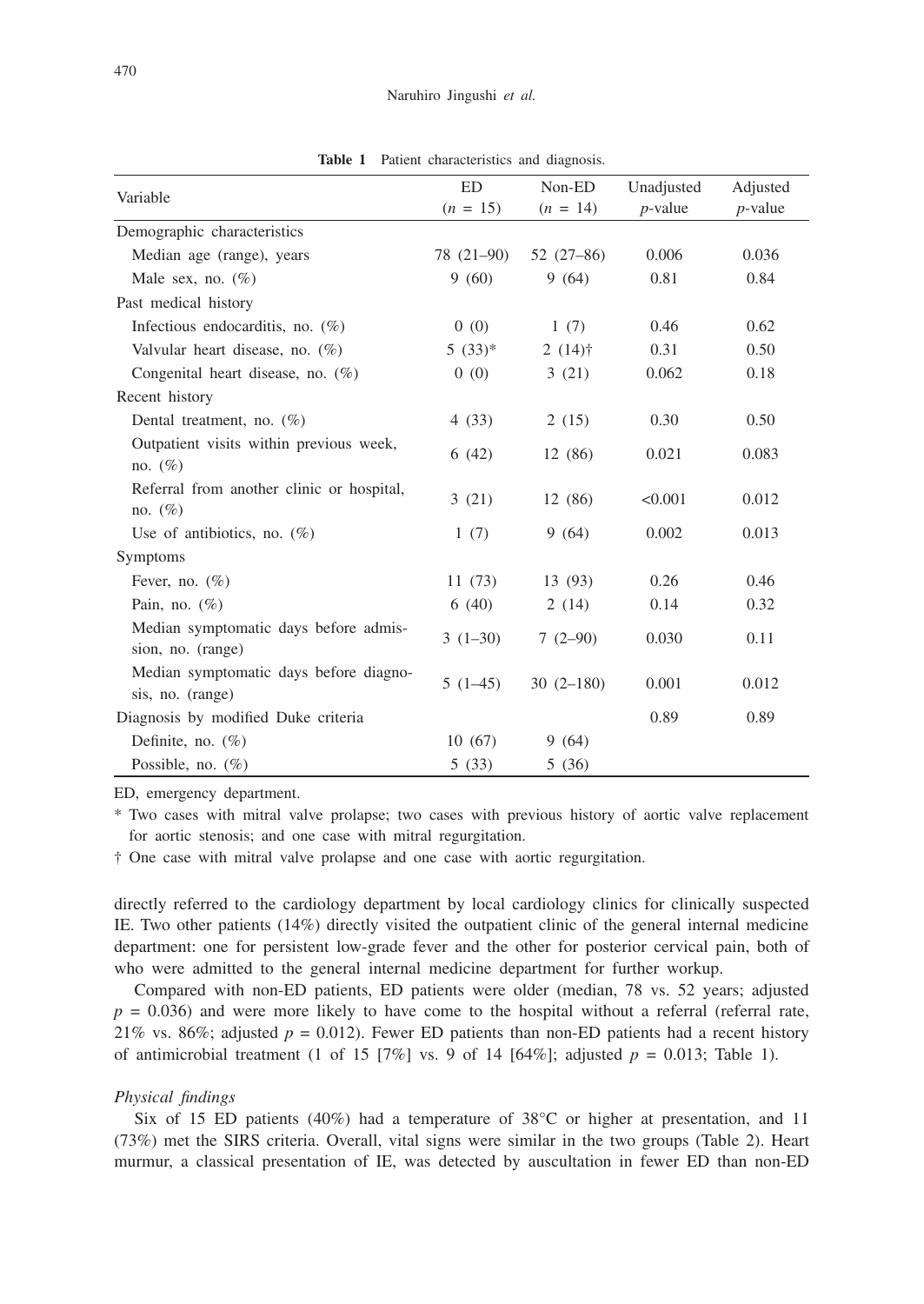**Table 1** Patient characteristics and diagnosis.

| Variable | ED ($n$ = 15) | Non-ED ($n$ = 14) | Unadjusted $p$-value | Adjusted $p$-value |
|---|---|---|---|---|
| Demographic characteristics | | | | |
| Median age (range), years | 78 (21–90) | 52 (27–86) | 0.006 | 0.036 |
| Male sex, no. (%) | 9 (60) | 9 (64) | 0.81 | 0.84 |
| Past medical history | | | | |
| Infectious endocarditis, no. (%) | 0 (0) | 1 (7) | 0.46 | 0.62 |
| Valvular heart disease, no. (%) | 5 (33)* | 2 (14)† | 0.31 | 0.50 |
| Congenital heart disease, no. (%) | 0 (0) | 3 (21) | 0.062 | 0.18 |
| Recent history | | | | |
| Dental treatment, no. (%) | 4 (33) | 2 (15) | 0.30 | 0.50 |
| Outpatient visits within previous week, no. (%) | 6 (42) | 12 (86) | 0.021 | 0.083 |
| Referral from another clinic or hospital, no. (%) | 3 (21) | 12 (86) | <0.001 | 0.012 |
| Use of antibiotics, no. (%) | 1 (7) | 9 (64) | 0.002 | 0.013 |
| Symptoms | | | | |
| Fever, no. (%) | 11 (73) | 13 (93) | 0.26 | 0.46 |
| Pain, no. (%) | 6 (40) | 2 (14) | 0.14 | 0.32 |
| Median symptomatic days before admission, no. (range) | 3 (1–30) | 7 (2–90) | 0.030 | 0.11 |
| Median symptomatic days before diagnosis, no. (range) | 5 (1–45) | 30 (2–180) | 0.001 | 0.012 |
| Diagnosis by modified Duke criteria | | | 0.89 | 0.89 |
| Definite, no. (%) | 10 (67) | 9 (64) | | |
| Possible, no. (%) | 5 (33) | 5 (36) | | |

ED, emergency department.

\* Two cases with mitral valve prolapse; two cases with previous history of aortic valve replacement for aortic stenosis; and one case with mitral regurgitation.

† One case with mitral valve prolapse and one case with aortic regurgitation.

directly referred to the cardiology department by local cardiology clinics for clinically suspected IE. Two other patients (14%) directly visited the outpatient clinic of the general internal medicine department: one for persistent low-grade fever and the other for posterior cervical pain, both of who were admitted to the general internal medicine department for further workup.

Compared with non-ED patients, ED patients were older (median, 78 vs. 52 years; adjusted $p = 0.036$) and were more likely to have come to the hospital without a referral (referral rate, 21% vs. 86%; adjusted $p = 0.012$). Fewer ED patients than non-ED patients had a recent history of antimicrobial treatment (1 of 15 [7%] vs. 9 of 14 [64%]; adjusted $p = 0.013$; Table 1).

### *Physical findings*

Six of 15 ED patients (40%) had a temperature of 38°C or higher at presentation, and 11 (73%) met the SIRS criteria. Overall, vital signs were similar in the two groups (Table 2). Heart murmur, a classical presentation of IE, was detected by auscultation in fewer ED than non-ED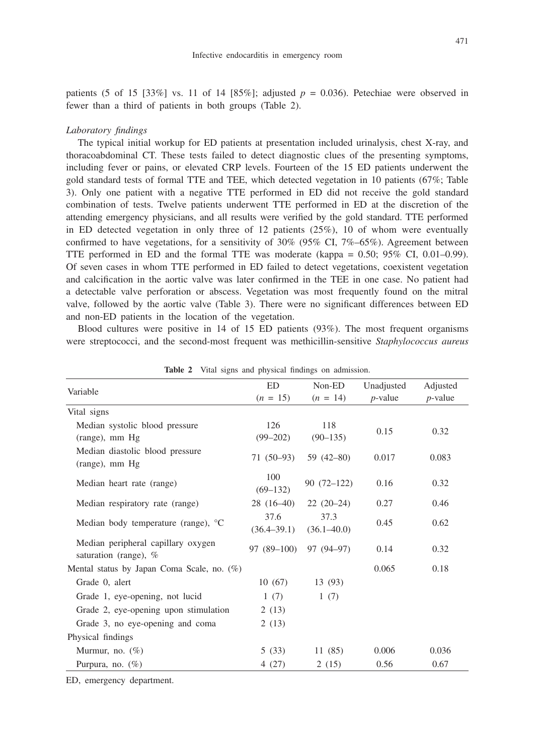patients (5 of 15 [33%] vs. 11 of 14 [85%]; adjusted $p = 0.036$). Petechiae were observed in fewer than a third of patients in both groups (Table 2).

### *Laboratory findings*

The typical initial workup for ED patients at presentation included urinalysis, chest X-ray, and thoracoabdominal CT. These tests failed to detect diagnostic clues of the presenting symptoms, including fever or pains, or elevated CRP levels. Fourteen of the 15 ED patients underwent the gold standard tests of formal TTE and TEE, which detected vegetation in 10 patients (67%; Table 3). Only one patient with a negative TTE performed in ED did not receive the gold standard combination of tests. Twelve patients underwent TTE performed in ED at the discretion of the attending emergency physicians, and all results were verified by the gold standard. TTE performed in ED detected vegetation in only three of 12 patients (25%), 10 of whom were eventually confirmed to have vegetations, for a sensitivity of 30% (95% CI, 7%–65%). Agreement between TTE performed in ED and the formal TTE was moderate (kappa = 0.50; 95% CI, 0.01–0.99). Of seven cases in whom TTE performed in ED failed to detect vegetations, coexistent vegetation and calcification in the aortic valve was later confirmed in the TEE in one case. No patient had a detectable valve perforation or abscess. Vegetation was most frequently found on the mitral valve, followed by the aortic valve (Table 3). There were no significant differences between ED and non-ED patients in the location of the vegetation.

Blood cultures were positive in 14 of 15 ED patients (93%). The most frequent organisms were streptococci, and the second-most frequent was methicillin-sensitive *Staphylococcus aureus*

**Table 2** Vital signs and physical findings on admission.

| Variable | ED ($n$ = 15) | Non-ED ($n$ = 14) | Unadjusted $p$-value | Adjusted $p$-value |
|---|---|---|---|---|
| Vital signs | | | | |
| Median systolic blood pressure (range), mm Hg | 126 (99–202) | 118 (90–135) | 0.15 | 0.32 |
| Median diastolic blood pressure (range), mm Hg | 71 (50–93) | 59 (42–80) | 0.017 | 0.083 |
| Median heart rate (range) | 100 (69–132) | 90 (72–122) | 0.16 | 0.32 |
| Median respiratory rate (range) | 28 (16–40) | 22 (20–24) | 0.27 | 0.46 |
| Median body temperature (range), °C | 37.6 (36.4–39.1) | 37.3 (36.1–40.0) | 0.45 | 0.62 |
| Median peripheral capillary oxygen saturation (range), % | 97 (89–100) | 97 (94–97) | 0.14 | 0.32 |
| Mental status by Japan Coma Scale, no. (%) | | | 0.065 | 0.18 |
| Grade 0, alert | 10 (67) | 13 (93) | | |
| Grade 1, eye-opening, not lucid | 1 (7) | 1 (7) | | |
| Grade 2, eye-opening upon stimulation | 2 (13) | | | |
| Grade 3, no eye-opening and coma | 2 (13) | | | |
| Physical findings | | | | |
| Murmur, no. (%) | 5 (33) | 11 (85) | 0.006 | 0.036 |
| Purpura, no. (%) | 4 (27) | 2 (15) | 0.56 | 0.67 |

ED, emergency department.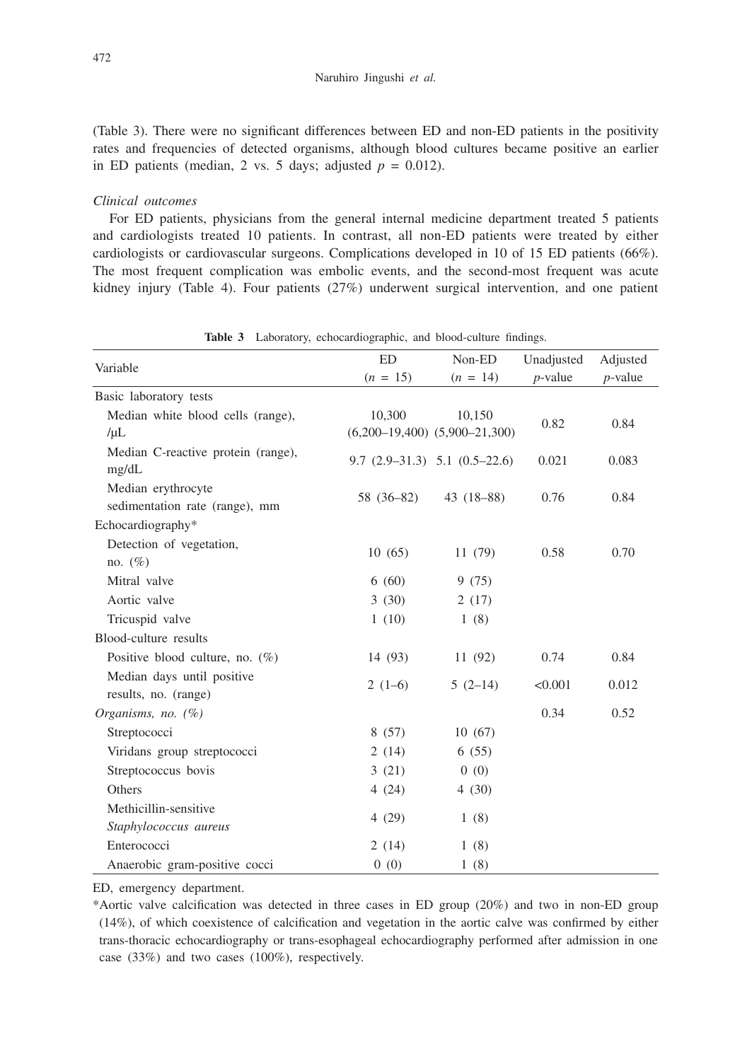(Table 3). There were no significant differences between ED and non-ED patients in the positivity rates and frequencies of detected organisms, although blood cultures became positive an earlier in ED patients (median, 2 vs. 5 days; adjusted $p = 0.012$).

*Clinical outcomes*

For ED patients, physicians from the general internal medicine department treated 5 patients and cardiologists treated 10 patients. In contrast, all non-ED patients were treated by either cardiologists or cardiovascular surgeons. Complications developed in 10 of 15 ED patients (66%). The most frequent complication was embolic events, and the second-most frequent was acute kidney injury (Table 4). Four patients (27%) underwent surgical intervention, and one patient

**Table 3** Laboratory, echocardiographic, and blood-culture findings.

| Variable | ED ($n$ = 15) | Non-ED ($n$ = 14) | Unadjusted $p$-value | Adjusted $p$-value |
|---|---|---|---|---|
| Basic laboratory tests | | | | |
| Median white blood cells (range), /μL | 10,300 (6,200–19,400) | 10,150 (5,900–21,300) | 0.82 | 0.84 |
| Median C-reactive protein (range), mg/dL | 9.7 (2.9–31.3) | 5.1 (0.5–22.6) | 0.021 | 0.083 |
| Median erythrocyte sedimentation rate (range), mm | 58 (36–82) | 43 (18–88) | 0.76 | 0.84 |
| Echocardiography* | | | | |
| Detection of vegetation, no. (%) | 10 (65) | 11 (79) | 0.58 | 0.70 |
| Mitral valve | 6 (60) | 9 (75) | | |
| Aortic valve | 3 (30) | 2 (17) | | |
| Tricuspid valve | 1 (10) | 1 (8) | | |
| Blood-culture results | | | | |
| Positive blood culture, no. (%) | 14 (93) | 11 (92) | 0.74 | 0.84 |
| Median days until positive results, no. (range) | 2 (1–6) | 5 (2–14) | <0.001 | 0.012 |
| *Organisms, no. (%)* | | | 0.34 | 0.52 |
| Streptococci | 8 (57) | 10 (67) | | |
| Viridans group streptococci | 2 (14) | 6 (55) | | |
| Streptococcus bovis | 3 (21) | 0 (0) | | |
| Others | 4 (24) | 4 (30) | | |
| Methicillin-sensitive *Staphylococcus aureus* | 4 (29) | 1 (8) | | |
| Enterococci | 2 (14) | 1 (8) | | |
| Anaerobic gram-positive cocci | 0 (0) | 1 (8) | | |

ED, emergency department.

*Aortic valve calcification was detected in three cases in ED group (20%) and two in non-ED group (14%), of which coexistence of calcification and vegetation in the aortic calve was confirmed by either trans-thoracic echocardiography or trans-esophageal echocardiography performed after admission in one case (33%) and two cases (100%), respectively.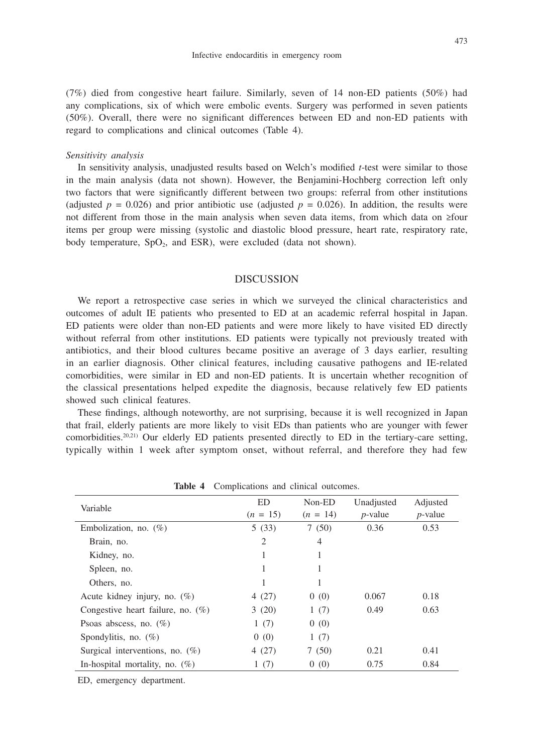(7%) died from congestive heart failure. Similarly, seven of 14 non-ED patients (50%) had any complications, six of which were embolic events. Surgery was performed in seven patients (50%). Overall, there were no significant differences between ED and non-ED patients with regard to complications and clinical outcomes (Table 4).

*Sensitivity analysis*

In sensitivity analysis, unadjusted results based on Welch's modified *t*-test were similar to those in the main analysis (data not shown). However, the Benjamini-Hochberg correction left only two factors that were significantly different between two groups: referral from other institutions (adjusted $p = 0.026$) and prior antibiotic use (adjusted $p = 0.026$). In addition, the results were not different from those in the main analysis when seven data items, from which data on ≥four items per group were missing (systolic and diastolic blood pressure, heart rate, respiratory rate, body temperature, $SpO_2$, and ESR), were excluded (data not shown).

## DISCUSSION

We report a retrospective case series in which we surveyed the clinical characteristics and outcomes of adult IE patients who presented to ED at an academic referral hospital in Japan. ED patients were older than non-ED patients and were more likely to have visited ED directly without referral from other institutions. ED patients were typically not previously treated with antibiotics, and their blood cultures became positive an average of 3 days earlier, resulting in an earlier diagnosis. Other clinical features, including causative pathogens and IE-related comorbidities, were similar in ED and non-ED patients. It is uncertain whether recognition of the classical presentations helped expedite the diagnosis, because relatively few ED patients showed such clinical features.

These findings, although noteworthy, are not surprising, because it is well recognized in Japan that frail, elderly patients are more likely to visit EDs than patients who are younger with fewer comorbidities.[20,21] Our elderly ED patients presented directly to ED in the tertiary-care setting, typically within 1 week after symptom onset, without referral, and therefore they had few

**Table 4** Complications and clinical outcomes.

| Variable | ED ($n$ = 15) | Non-ED ($n$ = 14) | Unadjusted *p*-value | Adjusted *p*-value |
|---|---|---|---|---|
| Embolization, no. (%) | 5 (33) | 7 (50) | 0.36 | 0.53 |
| Brain, no. | 2 | 4 | | |
| Kidney, no. | 1 | 1 | | |
| Spleen, no. | 1 | 1 | | |
| Others, no. | 1 | 1 | | |
| Acute kidney injury, no. (%) | 4 (27) | 0 (0) | 0.067 | 0.18 |
| Congestive heart failure, no. (%) | 3 (20) | 1 (7) | 0.49 | 0.63 |
| Psoas abscess, no. (%) | 1 (7) | 0 (0) | | |
| Spondylitis, no. (%) | 0 (0) | 1 (7) | | |
| Surgical interventions, no. (%) | 4 (27) | 7 (50) | 0.21 | 0.41 |
| In-hospital mortality, no. (%) | 1 (7) | 0 (0) | 0.75 | 0.84 |

ED, emergency department.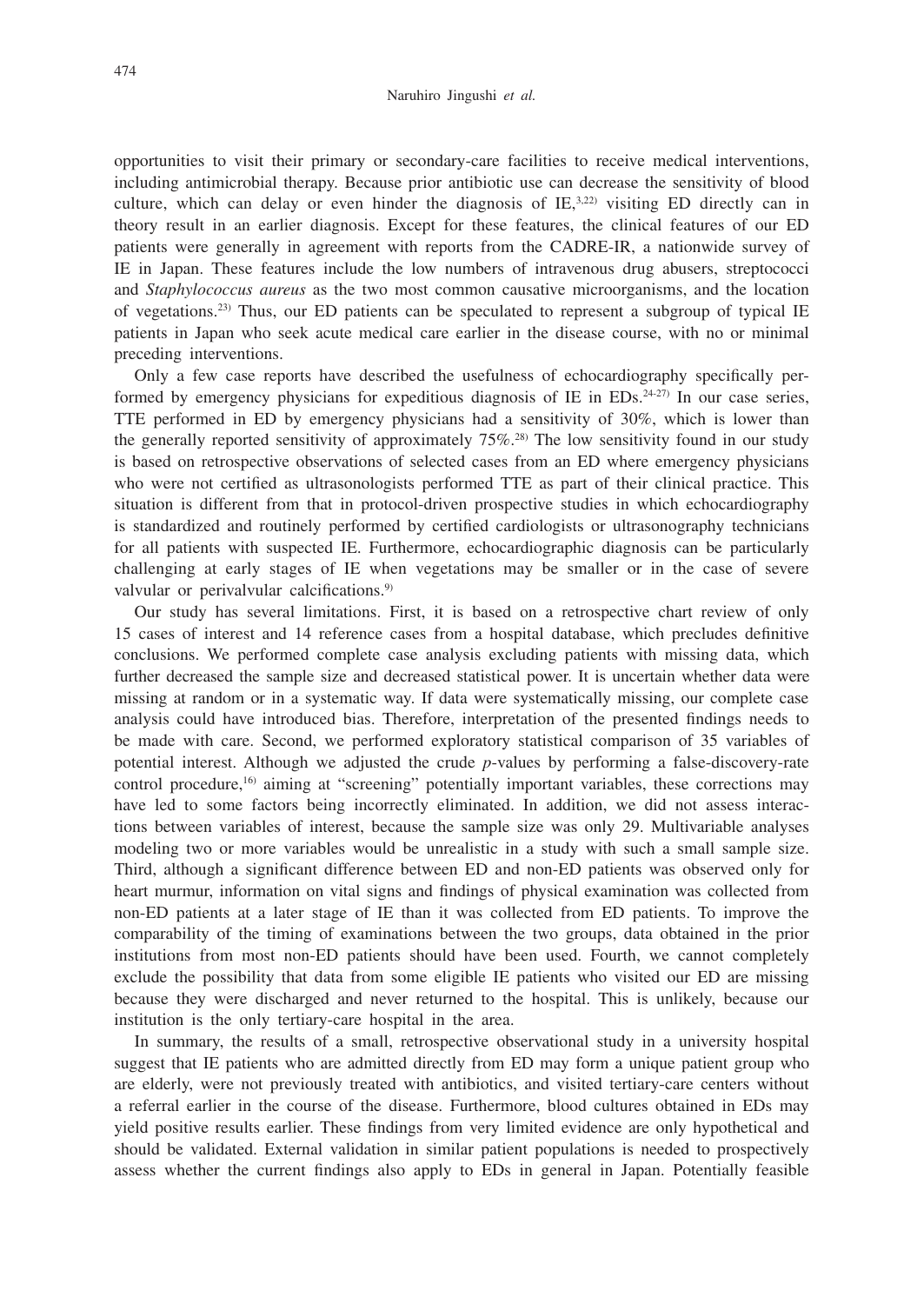opportunities to visit their primary or secondary-care facilities to receive medical interventions, including antimicrobial therapy. Because prior antibiotic use can decrease the sensitivity of blood culture, which can delay or even hinder the diagnosis of IE,[3,22] visiting ED directly can in theory result in an earlier diagnosis. Except for these features, the clinical features of our ED patients were generally in agreement with reports from the CADRE-IR, a nationwide survey of IE in Japan. These features include the low numbers of intravenous drug abusers, streptococci and *Staphylococcus aureus* as the two most common causative microorganisms, and the location of vegetations.[23] Thus, our ED patients can be speculated to represent a subgroup of typical IE patients in Japan who seek acute medical care earlier in the disease course, with no or minimal preceding interventions.

Only a few case reports have described the usefulness of echocardiography specifically performed by emergency physicians for expeditious diagnosis of IE in EDs.[24-27] In our case series, TTE performed in ED by emergency physicians had a sensitivity of 30%, which is lower than the generally reported sensitivity of approximately 75%.[28] The low sensitivity found in our study is based on retrospective observations of selected cases from an ED where emergency physicians who were not certified as ultrasonologists performed TTE as part of their clinical practice. This situation is different from that in protocol-driven prospective studies in which echocardiography is standardized and routinely performed by certified cardiologists or ultrasonography technicians for all patients with suspected IE. Furthermore, echocardiographic diagnosis can be particularly challenging at early stages of IE when vegetations may be smaller or in the case of severe valvular or perivalvular calcifications.[9]

Our study has several limitations. First, it is based on a retrospective chart review of only 15 cases of interest and 14 reference cases from a hospital database, which precludes definitive conclusions. We performed complete case analysis excluding patients with missing data, which further decreased the sample size and decreased statistical power. It is uncertain whether data were missing at random or in a systematic way. If data were systematically missing, our complete case analysis could have introduced bias. Therefore, interpretation of the presented findings needs to be made with care. Second, we performed exploratory statistical comparison of 35 variables of potential interest. Although we adjusted the crude $p$-values by performing a false-discovery-rate control procedure,[16] aiming at "screening" potentially important variables, these corrections may have led to some factors being incorrectly eliminated. In addition, we did not assess interactions between variables of interest, because the sample size was only 29. Multivariable analyses modeling two or more variables would be unrealistic in a study with such a small sample size. Third, although a significant difference between ED and non-ED patients was observed only for heart murmur, information on vital signs and findings of physical examination was collected from non-ED patients at a later stage of IE than it was collected from ED patients. To improve the comparability of the timing of examinations between the two groups, data obtained in the prior institutions from most non-ED patients should have been used. Fourth, we cannot completely exclude the possibility that data from some eligible IE patients who visited our ED are missing because they were discharged and never returned to the hospital. This is unlikely, because our institution is the only tertiary-care hospital in the area.

In summary, the results of a small, retrospective observational study in a university hospital suggest that IE patients who are admitted directly from ED may form a unique patient group who are elderly, were not previously treated with antibiotics, and visited tertiary-care centers without a referral earlier in the course of the disease. Furthermore, blood cultures obtained in EDs may yield positive results earlier. These findings from very limited evidence are only hypothetical and should be validated. External validation in similar patient populations is needed to prospectively assess whether the current findings also apply to EDs in general in Japan. Potentially feasible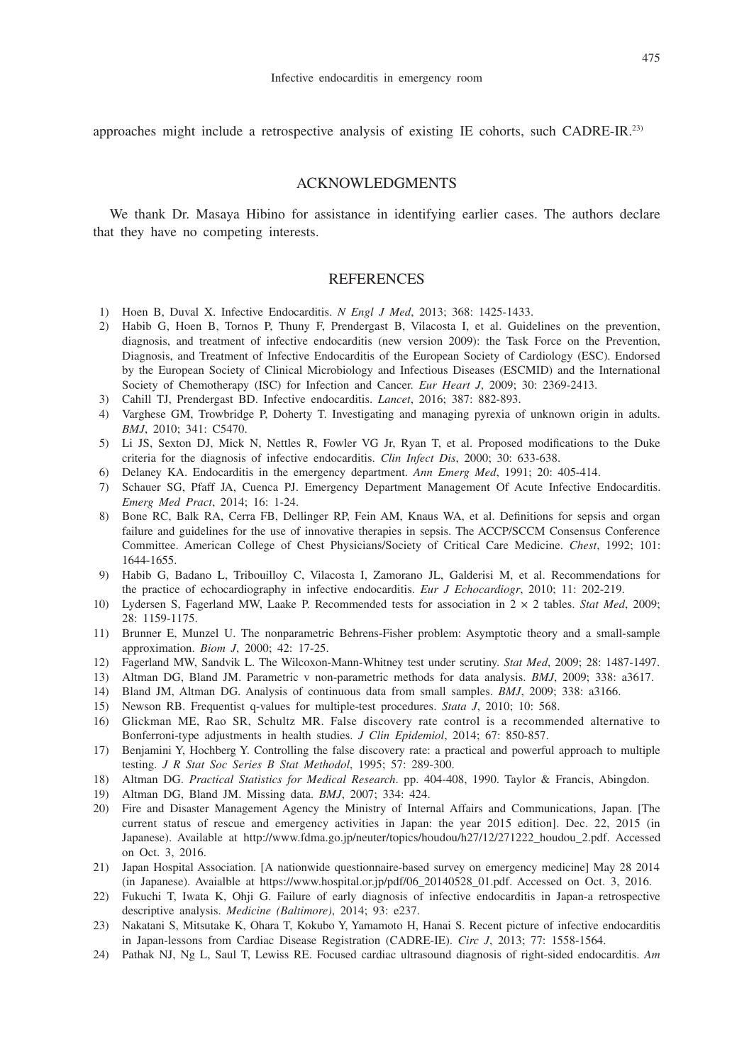approaches might include a retrospective analysis of existing IE cohorts, such CADRE-IR.[23)]

## ACKNOWLEDGMENTS

We thank Dr. Masaya Hibino for assistance in identifying earlier cases. The authors declare that they have no competing interests.

## REFERENCES

1) Hoen B, Duval X. Infective Endocarditis. *N Engl J Med*, 2013; 368: 1425-1433.
2) Habib G, Hoen B, Tornos P, Thuny F, Prendergast B, Vilacosta I, et al. Guidelines on the prevention, diagnosis, and treatment of infective endocarditis (new version 2009): the Task Force on the Prevention, Diagnosis, and Treatment of Infective Endocarditis of the European Society of Cardiology (ESC). Endorsed by the European Society of Clinical Microbiology and Infectious Diseases (ESCMID) and the International Society of Chemotherapy (ISC) for Infection and Cancer. *Eur Heart J*, 2009; 30: 2369-2413.
3) Cahill TJ, Prendergast BD. Infective endocarditis. *Lancet*, 2016; 387: 882-893.
4) Varghese GM, Trowbridge P, Doherty T. Investigating and managing pyrexia of unknown origin in adults. *BMJ*, 2010; 341: C5470.
5) Li JS, Sexton DJ, Mick N, Nettles R, Fowler VG Jr, Ryan T, et al. Proposed modifications to the Duke criteria for the diagnosis of infective endocarditis. *Clin Infect Dis*, 2000; 30: 633-638.
6) Delaney KA. Endocarditis in the emergency department. *Ann Emerg Med*, 1991; 20: 405-414.
7) Schauer SG, Pfaff JA, Cuenca PJ. Emergency Department Management Of Acute Infective Endocarditis. *Emerg Med Pract*, 2014; 16: 1-24.
8) Bone RC, Balk RA, Cerra FB, Dellinger RP, Fein AM, Knaus WA, et al. Definitions for sepsis and organ failure and guidelines for the use of innovative therapies in sepsis. The ACCP/SCCM Consensus Conference Committee. American College of Chest Physicians/Society of Critical Care Medicine. *Chest*, 1992; 101: 1644-1655.
9) Habib G, Badano L, Tribouilloy C, Vilacosta I, Zamorano JL, Galderisi M, et al. Recommendations for the practice of echocardiography in infective endocarditis. *Eur J Echocardiogr*, 2010; 11: 202-219.
10) Lydersen S, Fagerland MW, Laake P. Recommended tests for association in 2 × 2 tables. *Stat Med*, 2009; 28: 1159-1175.
11) Brunner E, Munzel U. The nonparametric Behrens-Fisher problem: Asymptotic theory and a small-sample approximation. *Biom J*, 2000; 42: 17-25.
12) Fagerland MW, Sandvik L. The Wilcoxon-Mann-Whitney test under scrutiny. *Stat Med*, 2009; 28: 1487-1497.
13) Altman DG, Bland JM. Parametric v non-parametric methods for data analysis. *BMJ*, 2009; 338: a3617.
14) Bland JM, Altman DG. Analysis of continuous data from small samples. *BMJ*, 2009; 338: a3166.
15) Newson RB. Frequentist q-values for multiple-test procedures. *Stata J*, 2010; 10: 568.
16) Glickman ME, Rao SR, Schultz MR. False discovery rate control is a recommended alternative to Bonferroni-type adjustments in health studies. *J Clin Epidemiol*, 2014; 67: 850-857.
17) Benjamini Y, Hochberg Y. Controlling the false discovery rate: a practical and powerful approach to multiple testing. *J R Stat Soc Series B Stat Methodol*, 1995; 57: 289-300.
18) Altman DG. *Practical Statistics for Medical Research*. pp. 404-408, 1990. Taylor & Francis, Abingdon.
19) Altman DG, Bland JM. Missing data. *BMJ*, 2007; 334: 424.
20) Fire and Disaster Management Agency the Ministry of Internal Affairs and Communications, Japan. [The current status of rescue and emergency activities in Japan: the year 2015 edition]. Dec. 22, 2015 (in Japanese). Available at http://www.fdma.go.jp/neuter/topics/houdou/h27/12/271222_houdou_2.pdf. Accessed on Oct. 3, 2016.
21) Japan Hospital Association. [A nationwide questionnaire-based survey on emergency medicine] May 28 2014 (in Japanese). Avaialble at https://www.hospital.or.jp/pdf/06_20140528_01.pdf. Accessed on Oct. 3, 2016.
22) Fukuchi T, Iwata K, Ohji G. Failure of early diagnosis of infective endocarditis in Japan-a retrospective descriptive analysis. *Medicine (Baltimore)*, 2014; 93: e237.
23) Nakatani S, Mitsutake K, Ohara T, Kokubo Y, Yamamoto H, Hanai S. Recent picture of infective endocarditis in Japan-lessons from Cardiac Disease Registration (CADRE-IE). *Circ J*, 2013; 77: 1558-1564.
24) Pathak NJ, Ng L, Saul T, Lewiss RE. Focused cardiac ultrasound diagnosis of right-sided endocarditis. *Am*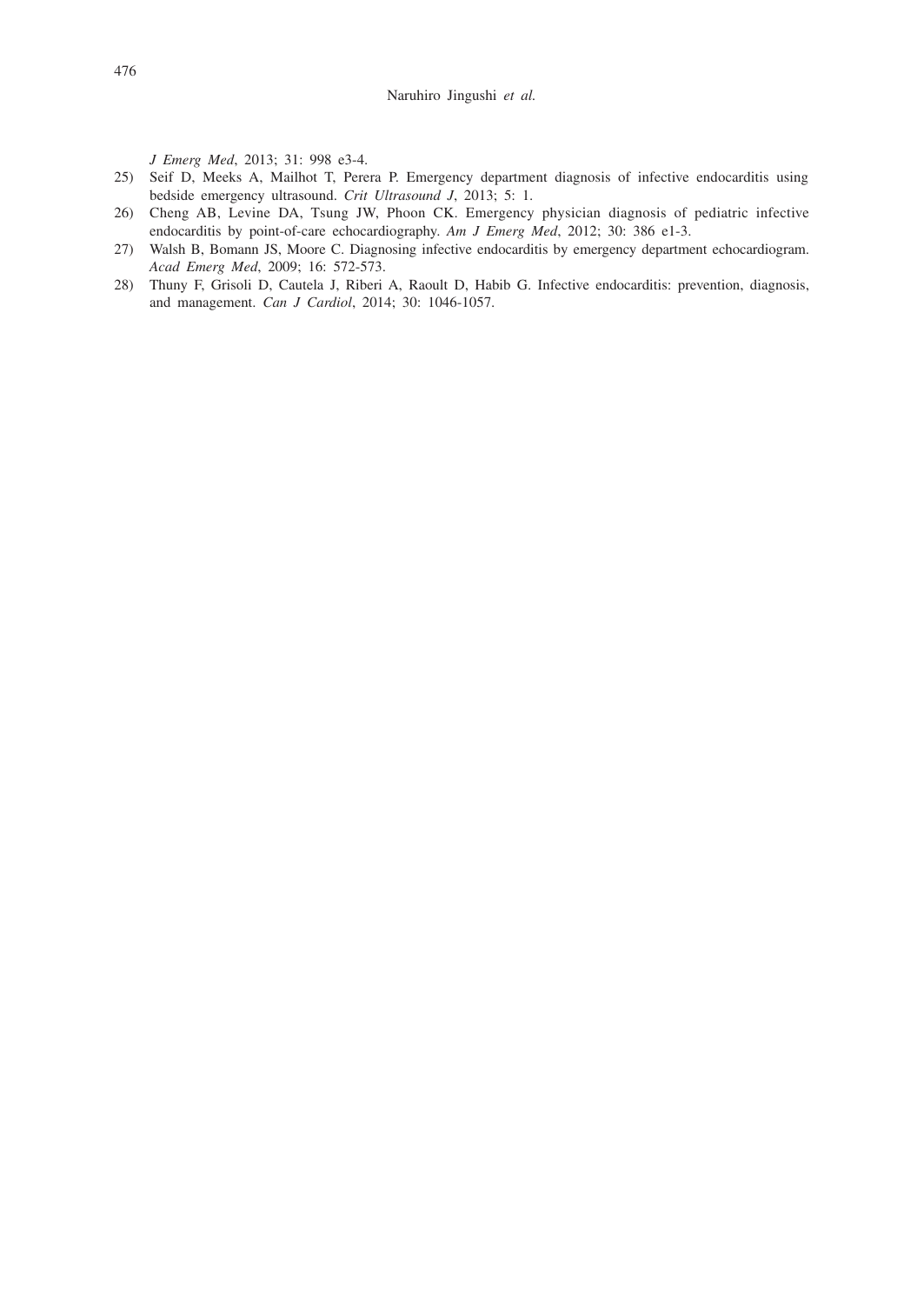*J Emerg Med*, 2013; 31: 998 e3-4.

25) Seif D, Meeks A, Mailhot T, Perera P. Emergency department diagnosis of infective endocarditis using bedside emergency ultrasound. *Crit Ultrasound J*, 2013; 5: 1.
26) Cheng AB, Levine DA, Tsung JW, Phoon CK. Emergency physician diagnosis of pediatric infective endocarditis by point-of-care echocardiography. *Am J Emerg Med*, 2012; 30: 386 e1-3.
27) Walsh B, Bomann JS, Moore C. Diagnosing infective endocarditis by emergency department echocardiogram. *Acad Emerg Med*, 2009; 16: 572-573.
28) Thuny F, Grisoli D, Cautela J, Riberi A, Raoult D, Habib G. Infective endocarditis: prevention, diagnosis, and management. *Can J Cardiol*, 2014; 30: 1046-1057.